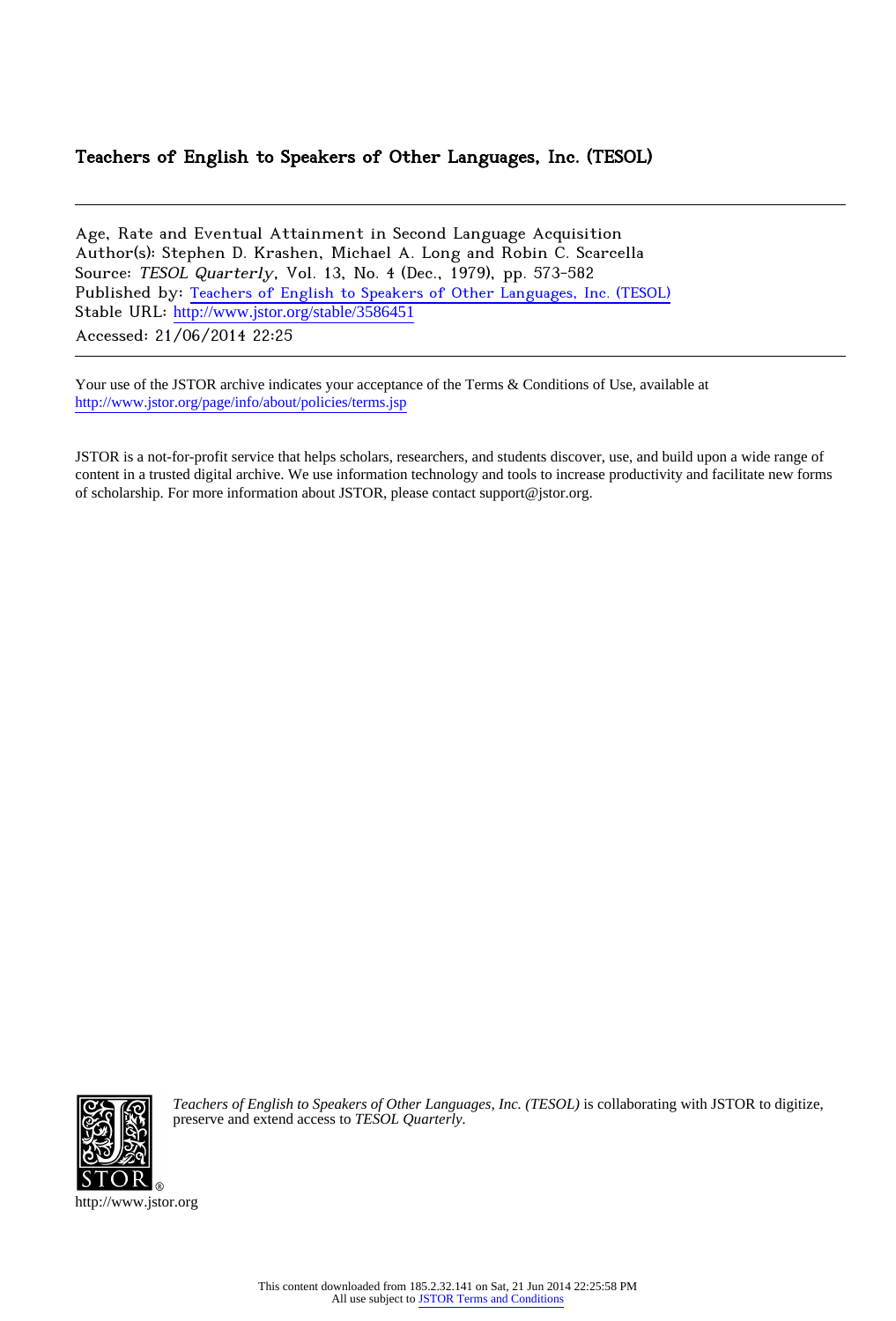# Teachers of English to Speakers of Other Languages, Inc. (TESOL)

---

Age, Rate and Eventual Attainment in Second Language Acquisition
Author(s): Stephen D. Krashen, Michael A. Long and Robin C. Scarcella
Source: *TESOL Quarterly*, Vol. 13, No. 4 (Dec., 1979), pp. 573-582
Published by: Teachers of English to Speakers of Other Languages, Inc. (TESOL)
Stable URL: http://www.jstor.org/stable/3586451
Accessed: 21/06/2014 22:25

---

Your use of the JSTOR archive indicates your acceptance of the Terms & Conditions of Use, available at
http://www.jstor.org/page/info/about/policies/terms.jsp

JSTOR is a not-for-profit service that helps scholars, researchers, and students discover, use, and build upon a wide range of content in a trusted digital archive. We use information technology and tools to increase productivity and facilitate new forms of scholarship. For more information about JSTOR, please contact support@jstor.org.

*Teachers of English to Speakers of Other Languages, Inc. (TESOL)* is collaborating with JSTOR to digitize, preserve and extend access to *TESOL Quarterly*.

http://www.jstor.org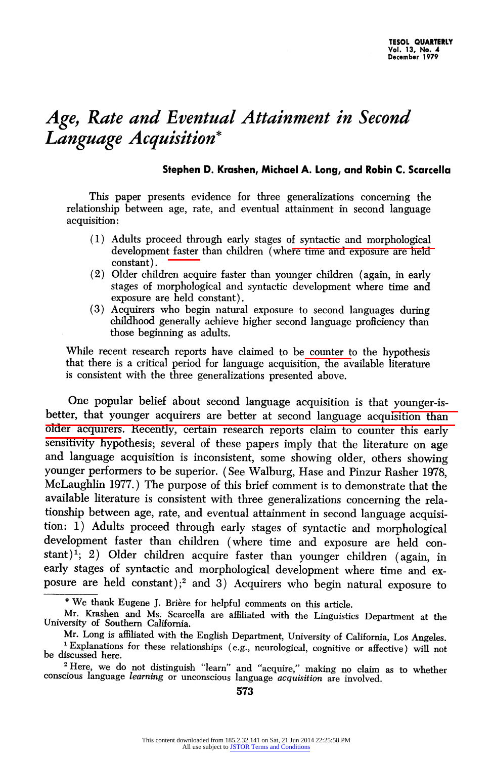# *Age, Rate and Eventual Attainment in Second Language Acquisition**

**Stephen D. Krashen, Michael A. Long, and Robin C. Scarcella**

This paper presents evidence for three generalizations concerning the relationship between age, rate, and eventual attainment in second language acquisition:

(1) Adults proceed through early stages of syntactic and morphological development faster than children (where time and exposure are held constant).

(2) Older children acquire faster than younger children (again, in early stages of morphological and syntactic development where time and exposure are held constant).

(3) Acquirers who begin natural exposure to second languages during childhood generally achieve higher second language proficiency than those beginning as adults.

While recent research reports have claimed to be counter to the hypothesis that there is a critical period for language acquisition, the available literature is consistent with the three generalizations presented above.

One popular belief about second language acquisition is that younger-is-better, that younger acquirers are better at second language acquisition than older acquirers. Recently, certain research reports claim to counter this early sensitivity hypothesis; several of these papers imply that the literature on age and language acquisition is inconsistent, some showing older, others showing younger performers to be superior. (See Walburg, Hase and Pinzur Rasher 1978, McLaughlin 1977.) The purpose of this brief comment is to demonstrate that the available literature is consistent with three generalizations concerning the relationship between age, rate, and eventual attainment in second language acquisition: 1) Adults proceed through early stages of syntactic and morphological development faster than children (where time and exposure are held constant)[1]; 2) Older children acquire faster than younger children (again, in early stages of syntactic and morphological development where time and exposure are held constant);[2] and 3) Acquirers who begin natural exposure to

---

\* We thank Eugene J. Brière for helpful comments on this article.

Mr. Krashen and Ms. Scarcella are affiliated with the Linguistics Department at the University of Southern California.

Mr. Long is affiliated with the English Department, University of California, Los Angeles.

[1] Explanations for these relationships (e.g., neurological, cognitive or affective) will not be discussed here.

[2] Here, we do not distinguish "learn" and "acquire," making no claim as to whether conscious language *learning* or unconscious language *acquisition* are involved.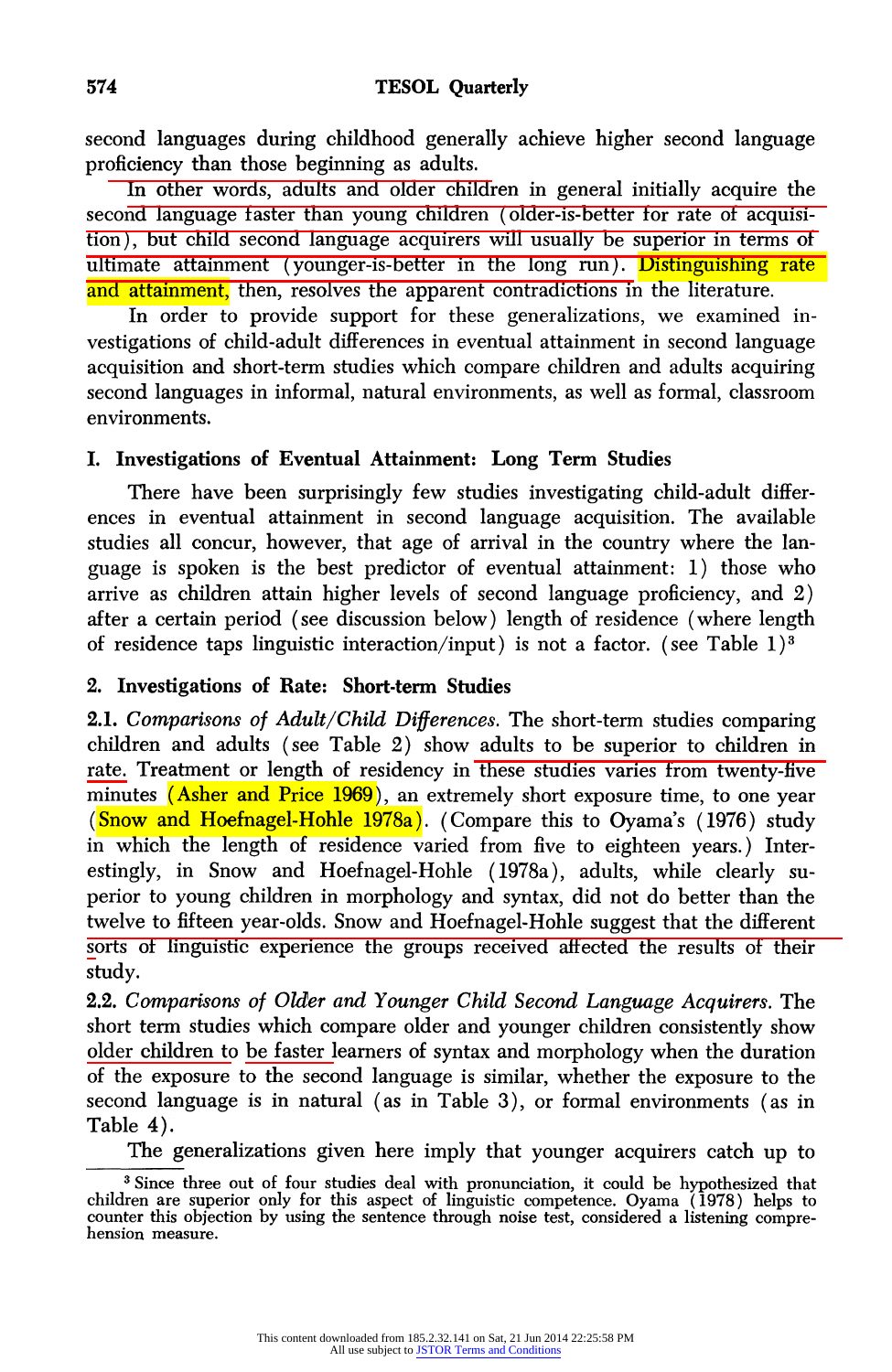second languages during childhood generally achieve higher second language proficiency than those beginning as adults.

In other words, adults and older children in general initially acquire the second language faster than young children (older-is-better for rate of acquisition), but child second language acquirers will usually be superior in terms of ultimate attainment (younger-is-better in the long run). Distinguishing rate and attainment, then, resolves the apparent contradictions in the literature.

In order to provide support for these generalizations, we examined investigations of child-adult differences in eventual attainment in second language acquisition and short-term studies which compare children and adults acquiring second languages in informal, natural environments, as well as formal, classroom environments.

## I. Investigations of Eventual Attainment: Long Term Studies

There have been surprisingly few studies investigating child-adult differences in eventual attainment in second language acquisition. The available studies all concur, however, that age of arrival in the country where the language is spoken is the best predictor of eventual attainment: 1) those who arrive as children attain higher levels of second language proficiency, and 2) after a certain period (see discussion below) length of residence (where length of residence taps linguistic interaction/input) is not a factor. (see Table 1)[3]

## 2. Investigations of Rate: Short-term Studies

**2.1.** *Comparisons of Adult/Child Differences.* The short-term studies comparing children and adults (see Table 2) show adults to be superior to children in rate. Treatment or length of residency in these studies varies from twenty-five minutes (Asher and Price 1969), an extremely short exposure time, to one year (Snow and Hoefnagel-Hohle 1978a). (Compare this to Oyama's (1976) study in which the length of residence varied from five to eighteen years.) Interestingly, in Snow and Hoefnagel-Hohle (1978a), adults, while clearly superior to young children in morphology and syntax, did not do better than the twelve to fifteen year-olds. Snow and Hoefnagel-Hohle suggest that the different sorts of linguistic experience the groups received affected the results of their study.

**2.2.** *Comparisons of Older and Younger Child Second Language Acquirers.* The short term studies which compare older and younger children consistently show older children to be faster learners of syntax and morphology when the duration of the exposure to the second language is similar, whether the exposure to the second language is in natural (as in Table 3), or formal environments (as in Table 4).

The generalizations given here imply that younger acquirers catch up to

[3] Since three out of four studies deal with pronunciation, it could be hypothesized that children are superior only for this aspect of linguistic competence. Oyama (1978) helps to counter this objection by using the sentence through noise test, considered a listening comprehension measure.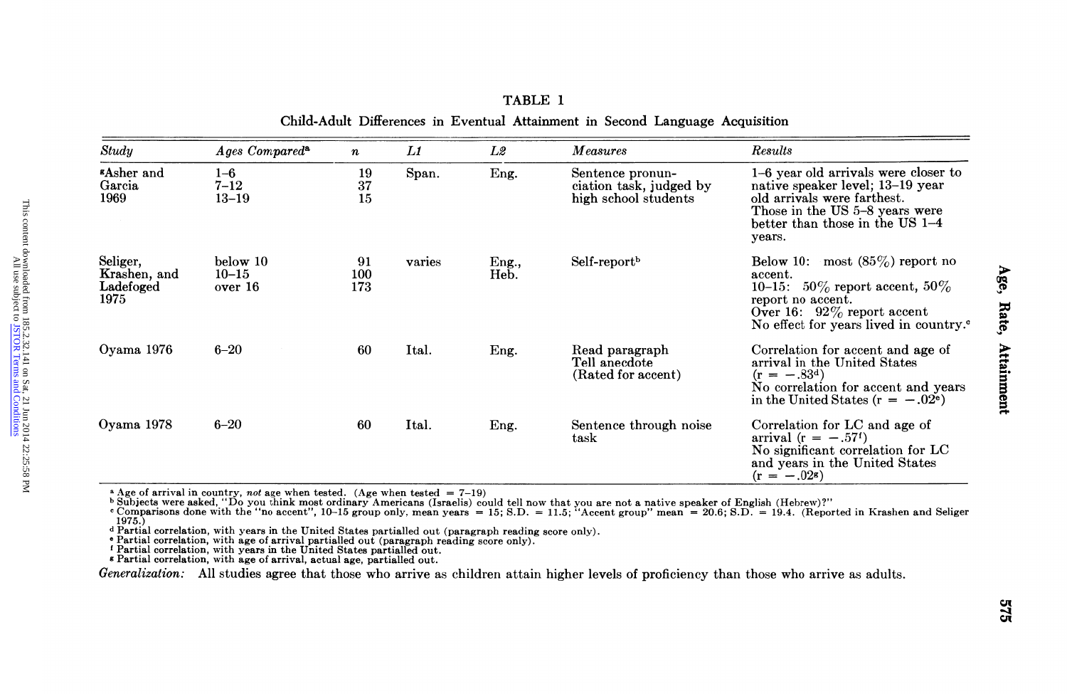TABLE 1

Child-Adult Differences in Eventual Attainment in Second Language Acquisition

| *Study* | *Ages Compared*[a] | *n* | *L1* | *L2* | *Measures* | *Results* |
|---|---|---|---|---|---|---|
| [g]Asher and Garcia 1969 | 1–6<br>7–12<br>13–19 | 19<br>37<br>15 | Span. | Eng. | Sentence pronunciation task, judged by high school students | 1–6 year old arrivals were closer to native speaker level; 13–19 year old arrivals were farthest. Those in the US 5–8 years were better than those in the US 1–4 years. |
| Seliger, Krashen, and Ladefoged 1975 | below 10<br>10–15<br>over 16 | 91<br>100<br>173 | varies | Eng., Heb. | Self-report[b] | Below 10: most (85%) report no accent.<br>10–15: 50% report accent, 50% report no accent.<br>Over 16: 92% report accent<br>No effect for years lived in country.[c] |
| Oyama 1976 | 6–20 | 60 | Ital. | Eng. | Read paragraph<br>Tell anecdote<br>(Rated for accent) | Correlation for accent and age of arrival in the United States ($r = -.83$[d])<br>No correlation for accent and years in the United States ($r = -.02$[e]) |
| Oyama 1978 | 6–20 | 60 | Ital. | Eng. | Sentence through noise task | Correlation for LC and age of arrival ($r = -.57$[f])<br>No significant correlation for LC and years in the United States ($r = -.02$[g]) |

[a] Age of arrival in country, *not* age when tested. (Age when tested = 7–19)
[b] Subjects were asked, "Do you think most ordinary Americans (Israelis) could tell now that you are not a native speaker of English (Hebrew)?"
[c] Comparisons done with the "no accent", 10–15 group only, mean years = 15; S.D. = 11.5; "Accent group" mean = 20.6; S.D. = 19.4. (Reported in Krashen and Seliger 1975.)
[d] Partial correlation, with years in the United States partialled out (paragraph reading score only).
[e] Partial correlation, with age of arrival partialled out (paragraph reading score only).
[f] Partial correlation, with years in the United States partialled out.
[g] Partial correlation, with age of arrival, actual age, partialled out.

*Generalization:* All studies agree that those who arrive as children attain higher levels of proficiency than those who arrive as adults.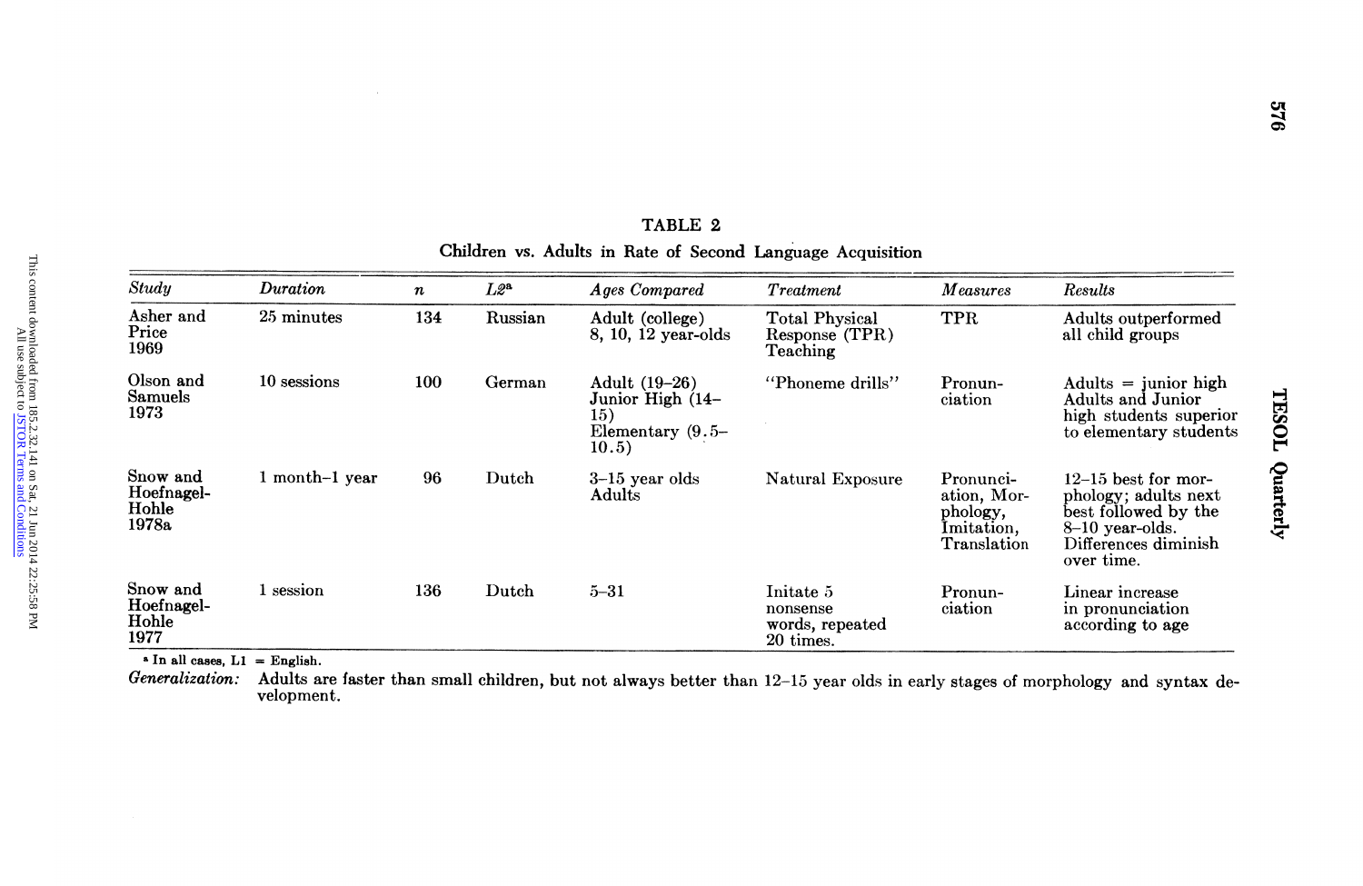**TABLE 2**

**Children vs. Adults in Rate of Second Language Acquisition**

| *Study* | *Duration* | *n* | *L2*[a] | *Ages Compared* | *Treatment* | *Measures* | *Results* |
|---|---|---|---|---|---|---|---|
| Asher and Price 1969 | 25 minutes | 134 | Russian | Adult (college) 8, 10, 12 year-olds | Total Physical Response (TPR) Teaching | TPR | Adults outperformed all child groups |
| Olson and Samuels 1973 | 10 sessions | 100 | German | Adult (19–26) Junior High (14–15) Elementary (9.5–10.5) | "Phoneme drills" | Pronunciation | Adults = junior high Adults and Junior high students superior to elementary students |
| Snow and Hoefnagel-Hohle 1978a | 1 month–1 year | 96 | Dutch | 3–15 year olds Adults | Natural Exposure | Pronunciation, Morphology, Imitation, Translation | 12–15 best for morphology; adults next best followed by the 8–10 year-olds. Differences diminish over time. |
| Snow and Hoefnagel-Hohle 1977 | 1 session | 136 | Dutch | 5–31 | Initate 5 nonsense words, repeated 20 times. | Pronunciation | Linear increase in pronunciation according to age |

[a] In all cases, L1 = English.

*Generalization:* Adults are faster than small children, but not always better than 12–15 year olds in early stages of morphology and syntax development.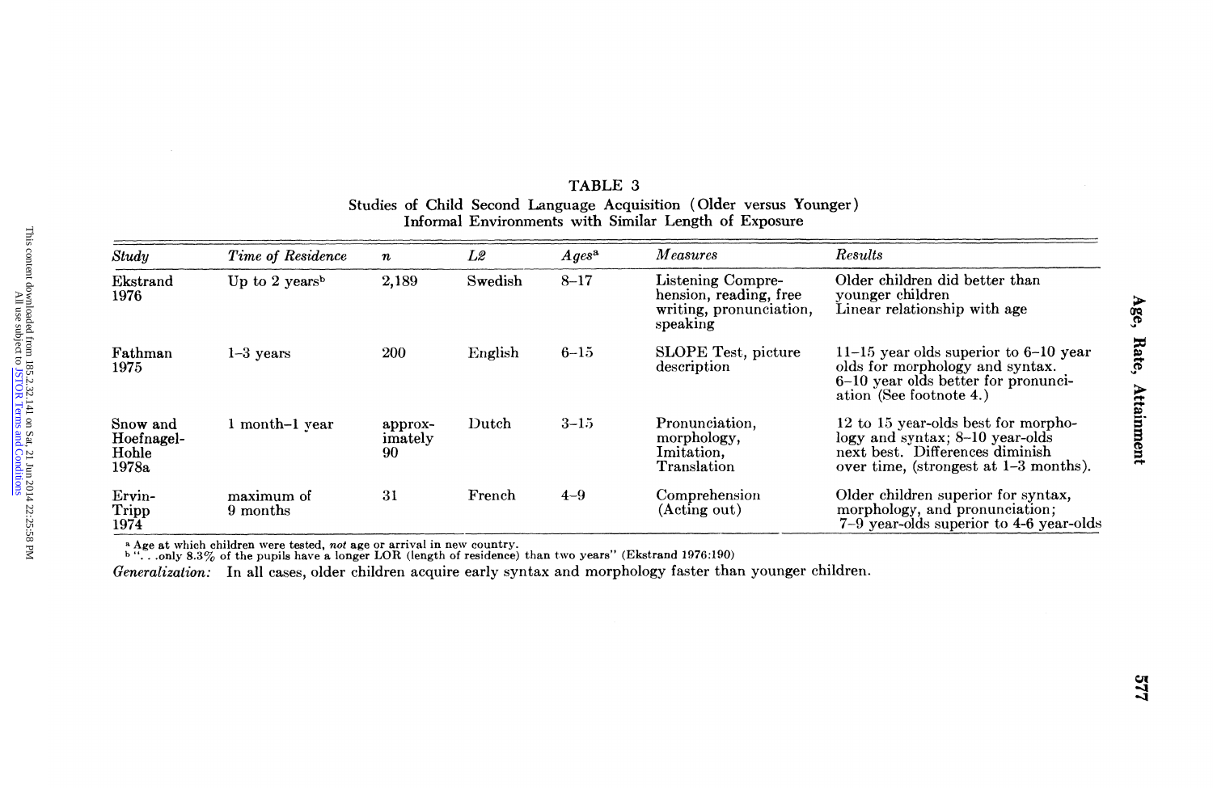TABLE 3

Studies of Child Second Language Acquisition (Older versus Younger)
Informal Environments with Similar Length of Exposure

| *Study* | *Time of Residence* | *n* | *L2* | *Ages*[a] | *Measures* | *Results* |
|---|---|---|---|---|---|---|
| Ekstrand 1976 | Up to 2 years[b] | 2,189 | Swedish | 8–17 | Listening Comprehension, reading, free writing, pronunciation, speaking | Older children did better than younger children Linear relationship with age |
| Fathman 1975 | 1–3 years | 200 | English | 6–15 | SLOPE Test, picture description | 11–15 year olds superior to 6–10 year olds for morphology and syntax. 6–10 year olds better for pronunciation (See footnote 4.) |
| Snow and Hoefnagel-Hohle 1978a | 1 month–1 year | approximately 90 | Dutch | 3–15 | Pronunciation, morphology, Imitation, Translation | 12 to 15 year-olds best for morphology and syntax; 8–10 year-olds next best. Differences diminish over time, (strongest at 1–3 months). |
| Ervin-Tripp 1974 | maximum of 9 months | 31 | French | 4–9 | Comprehension (Acting out) | Older children superior for syntax, morphology, and pronunciation; 7–9 year-olds superior to 4-6 year-olds |

[a] Age at which children were tested, *not* age or arrival in new country.
[b] ". . .only 8.3% of the pupils have a longer LOR (length of residence) than two years" (Ekstrand 1976:190)

*Generalization:* In all cases, older children acquire early syntax and morphology faster than younger children.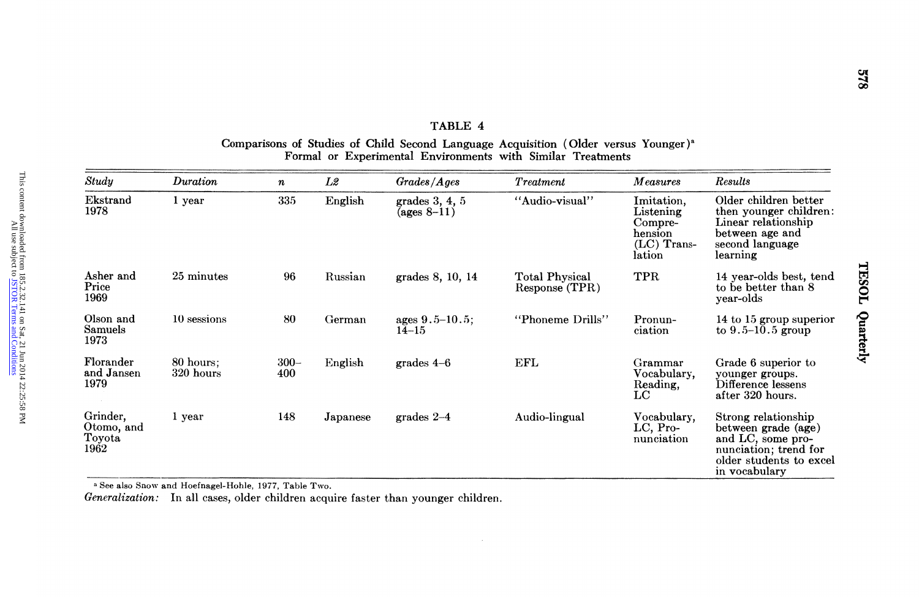TABLE 4

Comparisons of Studies of Child Second Language Acquisition (Older versus Younger)[a]
Formal or Experimental Environments with Similar Treatments

| *Study* | *Duration* | *n* | *L2* | *Grades/Ages* | *Treatment* | *Measures* | *Results* |
|---|---|---|---|---|---|---|---|
| Ekstrand 1978 | 1 year | 335 | English | grades 3, 4, 5 (ages 8–11) | "Audio-visual" | Imitation, Listening Comprehension (LC) Translation | Older children better then younger children: Linear relationship between age and second language learning |
| Asher and Price 1969 | 25 minutes | 96 | Russian | grades 8, 10, 14 | Total Physical Response (TPR) | TPR | 14 year-olds best, tend to be better than 8 year-olds |
| Olson and Samuels 1973 | 10 sessions | 80 | German | ages 9.5–10.5; 14–15 | "Phoneme Drills" | Pronunciation | 14 to 15 group superior to 9.5–10.5 group |
| Florander and Jansen 1979 | 80 hours; 320 hours | 300–400 | English | grades 4–6 | EFL | Grammar Vocabulary, Reading, LC | Grade 6 superior to younger groups. Difference lessens after 320 hours. |
| Grinder, Otomo, and Toyota 1962 | 1 year | 148 | Japanese | grades 2–4 | Audio-lingual | Vocabulary, LC, Pronunciation | Strong relationship between grade (age) and LC, some pronunciation; trend for older students to excel in vocabulary |

[a] See also Snow and Hoefnagel-Hohle, 1977, Table Two.

*Generalization:* In all cases, older children acquire faster than younger children.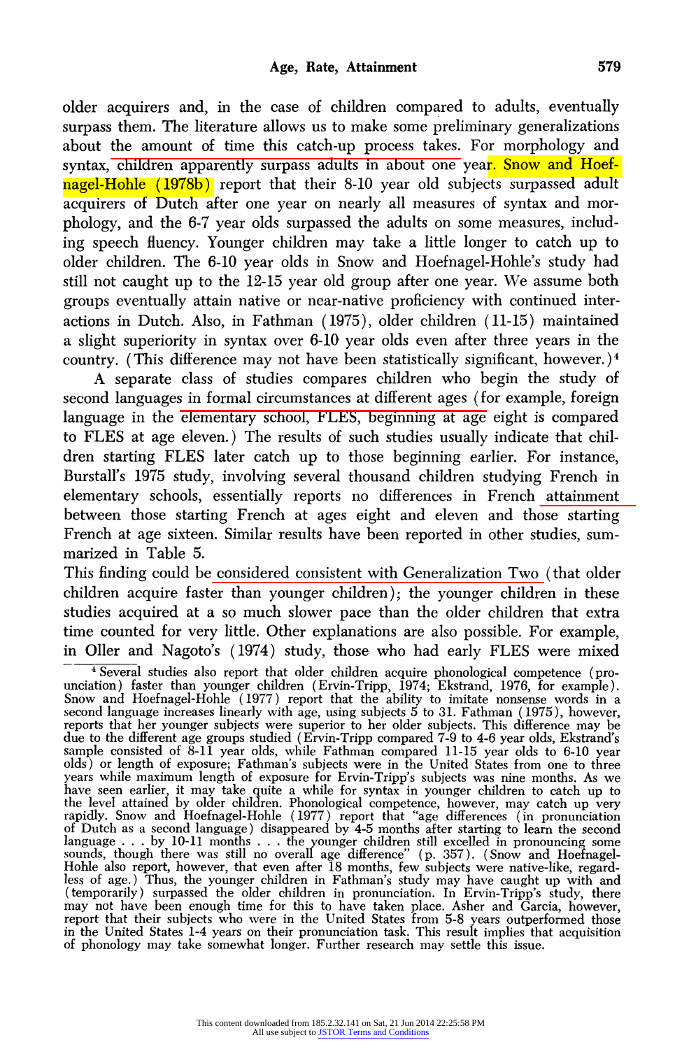older acquirers and, in the case of children compared to adults, eventually surpass them. The literature allows us to make some preliminary generalizations about the amount of time this catch-up process takes. For morphology and syntax, children apparently surpass adults in about one year. Snow and Hoefnagel-Hohle (1978b) report that their 8-10 year old subjects surpassed adult acquirers of Dutch after one year on nearly all measures of syntax and morphology, and the 6-7 year olds surpassed the adults on some measures, including speech fluency. Younger children may take a little longer to catch up to older children. The 6-10 year olds in Snow and Hoefnagel-Hohle's study had still not caught up to the 12-15 year old group after one year. We assume both groups eventually attain native or near-native proficiency with continued interactions in Dutch. Also, in Fathman (1975), older children (11-15) maintained a slight superiority in syntax over 6-10 year olds even after three years in the country. (This difference may not have been statistically significant, however.)[4]

A separate class of studies compares children who begin the study of second languages in formal circumstances at different ages (for example, foreign language in the elementary school, FLES, beginning at age eight is compared to FLES at age eleven.) The results of such studies usually indicate that children starting FLES later catch up to those beginning earlier. For instance, Burstall's 1975 study, involving several thousand children studying French in elementary schools, essentially reports no differences in French attainment between those starting French at ages eight and eleven and those starting French at age sixteen. Similar results have been reported in other studies, summarized in Table 5.

This finding could be considered consistent with Generalization Two (that older children acquire faster than younger children); the younger children in these studies acquired at a so much slower pace than the older children that extra time counted for very little. Other explanations are also possible. For example, in Oller and Nagoto's (1974) study, those who had early FLES were mixed

[4] Several studies also report that older children acquire phonological competence (pronunciation) faster than younger children (Ervin-Tripp, 1974; Ekstrand, 1976, for example). Snow and Hoefnagel-Hohle (1977) report that the ability to imitate nonsense words in a second language increases linearly with age, using subjects 5 to 31. Fathman (1975), however, reports that her younger subjects were superior to her older subjects. This difference may be due to the different age groups studied (Ervin-Tripp compared 7-9 to 4-6 year olds, Ekstrand's sample consisted of 8-11 year olds, while Fathman compared 11-15 year olds to 6-10 year olds) or length of exposure; Fathman's subjects were in the United States from one to three years while maximum length of exposure for Ervin-Tripp's subjects was nine months. As we have seen earlier, it may take quite a while for syntax in younger children to catch up to the level attained by older children. Phonological competence, however, may catch up very rapidly. Snow and Hoefnagel-Hohle (1977) report that "age differences (in pronunciation of Dutch as a second language) disappeared by 4-5 months after starting to learn the second language . . . by 10-11 months . . . the younger children still excelled in pronouncing some sounds, though there was still no overall age difference" (p. 357). (Snow and Hoefnagel-Hohle also report, however, that even after 18 months, few subjects were native-like, regardless of age.) Thus, the younger children in Fathman's study may have caught up with and (temporarily) surpassed the older children in pronunciation. In Ervin-Tripp's study, there may not have been enough time for this to have taken place. Asher and Garcia, however, report that their subjects who were in the United States from 5-8 years outperformed those in the United States 1-4 years on their pronunciation task. This result implies that acquisition of phonology may take somewhat longer. Further research may settle this issue.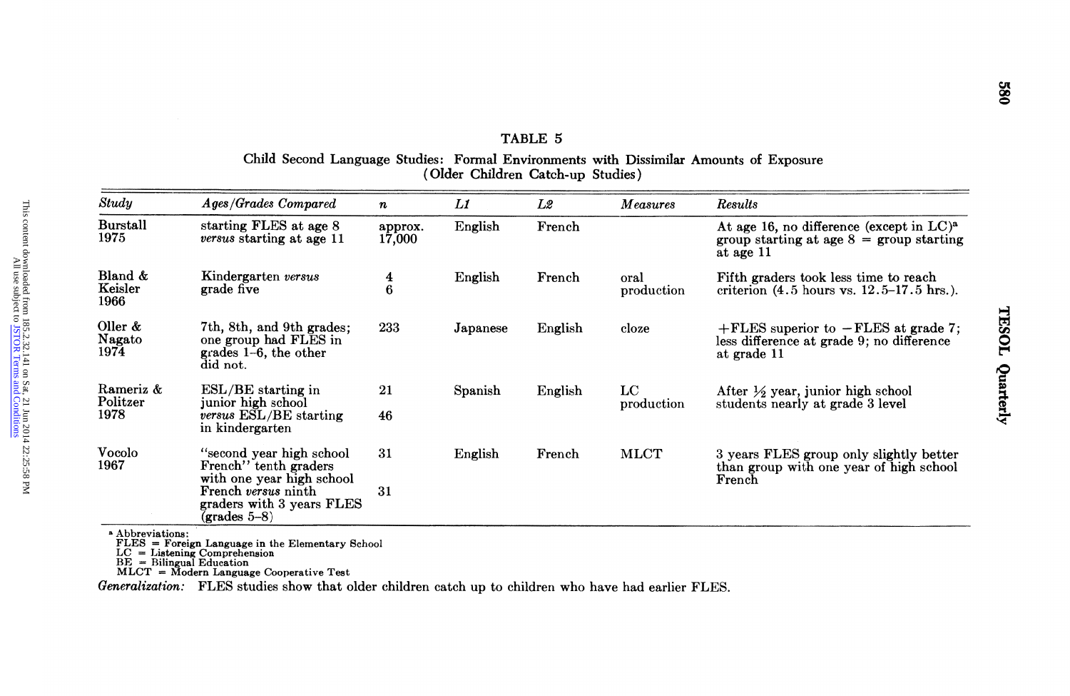**TABLE 5**

**Child Second Language Studies: Formal Environments with Dissimilar Amounts of Exposure (Older Children Catch-up Studies)**

| *Study* | *Ages/Grades Compared* | *n* | *L1* | *L2* | *Measures* | *Results* |
|---|---|---|---|---|---|---|
| Burstall 1975 | starting FLES at age 8 *versus* starting at age 11 | approx. 17,000 | English | French | | At age 16, no difference (except in LC)[a] group starting at age 8 = group starting at age 11 |
| Bland & Keisler 1966 | Kindergarten *versus* grade five | 4<br>6 | English | French | oral production | Fifth graders took less time to reach criterion (4.5 hours vs. 12.5–17.5 hrs.). |
| Oller & Nagato 1974 | 7th, 8th, and 9th grades; one group had FLES in grades 1–6, the other did not. | 233 | Japanese | English | cloze | +FLES superior to −FLES at grade 7; less difference at grade 9; no difference at grade 11 |
| Rameriz & Politzer 1978 | ESL/BE starting in junior high school *versus* ESL/BE starting in kindergarten | 21<br>46 | Spanish | English | LC production | After ½ year, junior high school students nearly at grade 3 level |
| Vocolo 1967 | "second year high school French" tenth graders with one year high school French *versus* ninth graders with 3 years FLES (grades 5–8) | 31<br>31 | English | French | MLCT | 3 years FLES group only slightly better than group with one year of high school French |

[a] Abbreviations:
FLES = Foreign Language in the Elementary School
LC = Listening Comprehension
BE = Bilingual Education
MLCT = Modern Language Cooperative Test

*Generalization:* FLES studies show that older children catch up to children who have had earlier FLES.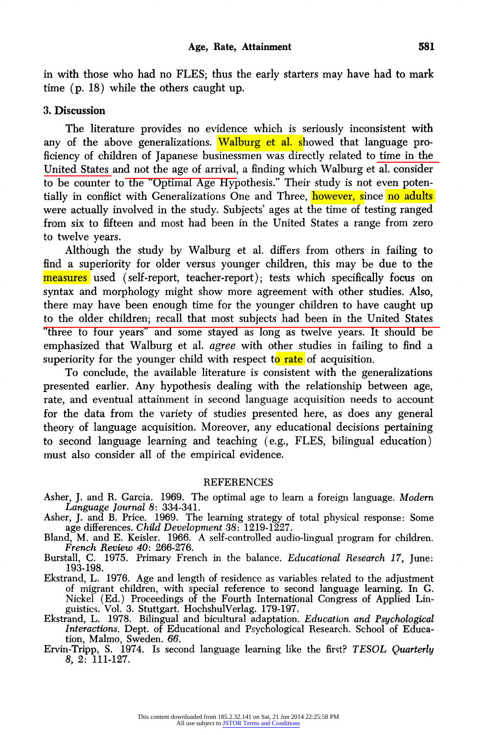in with those who had no FLES; thus the early starters may have had to mark time (p. 18) while the others caught up.

### 3. Discussion

The literature provides no evidence which is seriously inconsistent with any of the above generalizations. Walburg et al. showed that language proficiency of children of Japanese businessmen was directly related to time in the United States and not the age of arrival, a finding which Walburg et al. consider to be counter to the "Optimal Age Hypothesis." Their study is not even potentially in conflict with Generalizations One and Three, however, since no adults were actually involved in the study. Subjects' ages at the time of testing ranged from six to fifteen and most had been in the United States a range from zero to twelve years.

Although the study by Walburg et al. differs from others in failing to find a superiority for older versus younger children, this may be due to the measures used (self-report, teacher-report); tests which specifically focus on syntax and morphology might show more agreement with other studies. Also, there may have been enough time for the younger children to have caught up to the older children; recall that most subjects had been in the United States "three to four years" and some stayed as long as twelve years. It should be emphasized that Walburg et al. *agree* with other studies in failing to find a superiority for the younger child with respect to rate of acquisition.

To conclude, the available literature is consistent with the generalizations presented earlier. Any hypothesis dealing with the relationship between age, rate, and eventual attainment in second language acquisition needs to account for the data from the variety of studies presented here, as does any general theory of language acquisition. Moreover, any educational decisions pertaining to second language learning and teaching (e.g., FLES, bilingual education) must also consider all of the empirical evidence.

## REFERENCES

Asher, J. and R. Garcia. 1969. The optimal age to learn a foreign language. *Modern Language Journal 8*: 334-341.

Asher, J. and B. Price. 1969. The learning strategy of total physical response: Some age differences. *Child Development 38*: 1219-1227.

Bland, M. and E. Keisler. 1966. A self-controlled audio-lingual program for children. *French Review 40*: 266-276.

Burstall, C. 1975. Primary French in the balance. *Educational Research 17*, June: 193-198.

Ekstrand, L. 1976. Age and length of residence as variables related to the adjustment of migrant children, with special reference to second language learning. In G. Nickel (Ed.) Proceedings of the Fourth International Congress of Applied Linguistics. Vol. 3. Stuttgart. HochshulVerlag. 179-197.

Ekstrand, L. 1978. Bilingual and bicultural adaptation. *Education and Psychological Interactions*. Dept. of Educational and Psychological Research. School of Education, Malmo, Sweden. *66*.

Ervin-Tripp, S. 1974. Is second language learning like the first? *TESOL Quarterly* 8, 2: 111-127.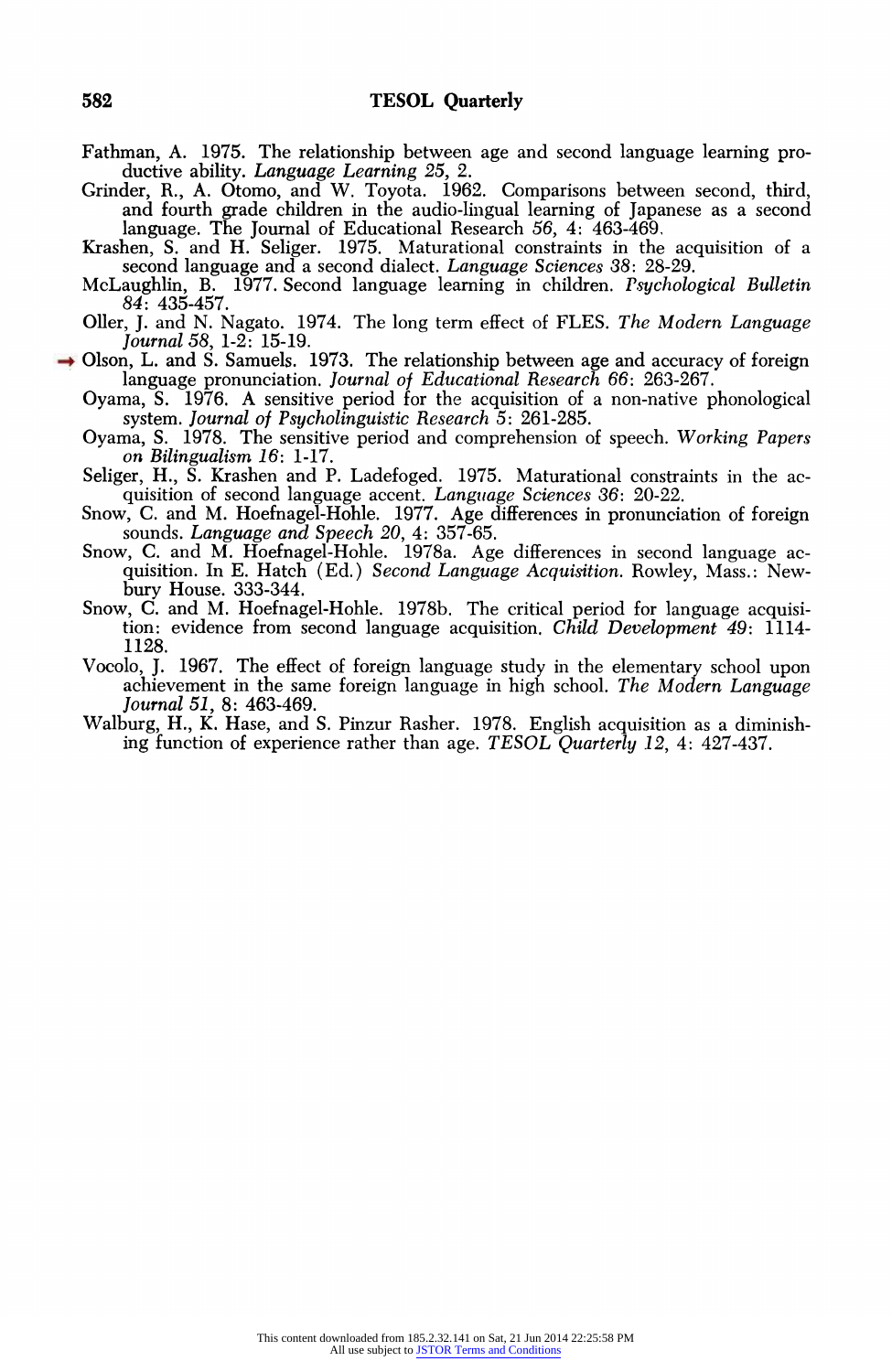Fathman, A. 1975. The relationship between age and second language learning productive ability. *Language Learning 25*, 2.

Grinder, R., A. Otomo, and W. Toyota. 1962. Comparisons between second, third, and fourth grade children in the audio-lingual learning of Japanese as a second language. The Journal of Educational Research *56*, 4: 463-469.

Krashen, S. and H. Seliger. 1975. Maturational constraints in the acquisition of a second language and a second dialect. *Language Sciences 38*: 28-29.

McLaughlin, B. 1977. Second language learning in children. *Psychological Bulletin 84*: 435-457.

Oller, J. and N. Nagato. 1974. The long term effect of FLES. *The Modern Language Journal 58*, 1-2: 15-19.

Olson, L. and S. Samuels. 1973. The relationship between age and accuracy of foreign language pronunciation. *Journal of Educational Research 66*: 263-267.

Oyama, S. 1976. A sensitive period for the acquisition of a non-native phonological system. *Journal of Psycholinguistic Research 5*: 261-285.

Oyama, S. 1978. The sensitive period and comprehension of speech. *Working Papers on Bilingualism 16*: 1-17.

Seliger, H., S. Krashen and P. Ladefoged. 1975. Maturational constraints in the acquisition of second language accent. *Language Sciences 36*: 20-22.

Snow, C. and M. Hoefnagel-Hohle. 1977. Age differences in pronunciation of foreign sounds. *Language and Speech 20*, 4: 357-65.

Snow, C. and M. Hoefnagel-Hohle. 1978a. Age differences in second language acquisition. In E. Hatch (Ed.) *Second Language Acquisition*. Rowley, Mass.: Newbury House. 333-344.

Snow, C. and M. Hoefnagel-Hohle. 1978b. The critical period for language acquisition: evidence from second language acquisition. *Child Development 49*: 1114-1128.

Vocolo, J. 1967. The effect of foreign language study in the elementary school upon achievement in the same foreign language in high school. *The Modern Language Journal 51*, 8: 463-469.

Walburg, H., K. Hase, and S. Pinzur Rasher. 1978. English acquisition as a diminishing function of experience rather than age. *TESOL Quarterly 12*, 4: 427-437.